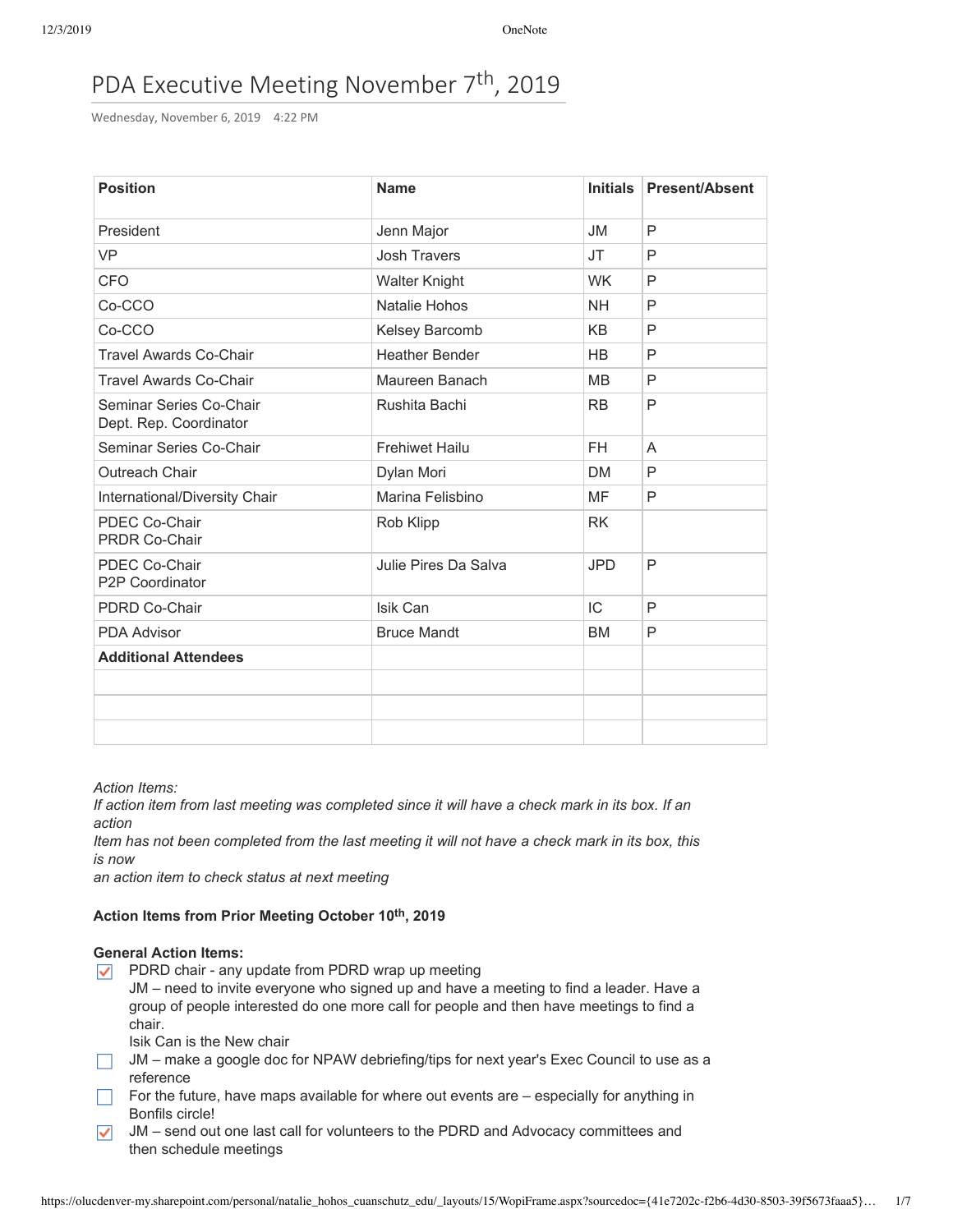# PDA Executive Meeting November 7th, 2019

Wednesday, November 6, 2019 4:22 PM

| Position | Name | Initials | Present/Absent |
|---|---|---|---|
| President | Jenn Major | JM | P |
| VP | Josh Travers | JT | P |
| CFO | Walter Knight | WK | P |
| Co-CCO | Natalie Hohos | NH | P |
| Co-CCO | Kelsey Barcomb | KB | P |
| Travel Awards Co-Chair | Heather Bender | HB | P |
| Travel Awards Co-Chair | Maureen Banach | MB | P |
| Seminar Series Co-Chair<br>Dept. Rep. Coordinator | Rushita Bachi | RB | P |
| Seminar Series Co-Chair | Frehiwet Hailu | FH | A |
| Outreach Chair | Dylan Mori | DM | P |
| International/Diversity Chair | Marina Felisbino | MF | P |
| PDEC Co-Chair<br>PRDR Co-Chair | Rob Klipp | RK | |
| PDEC Co-Chair<br>P2P Coordinator | Julie Pires Da Salva | JPD | P |
| PDRD Co-Chair | Isik Can | IC | P |
| PDA Advisor | Bruce Mandt | BM | P |
| **Additional Attendees** | | | |
| | | | |
| | | | |
| | | | |

*Action Items:*
*If action item from last meeting was completed since it will have a check mark in its box. If an action*
*Item has not been completed from the last meeting it will not have a check mark in its box, this is now*
*an action item to check status at next meeting*

**Action Items from Prior Meeting October 10th, 2019**

**General Action Items:**

- [x] PDRD chair - any update from PDRD wrap up meeting
  JM – need to invite everyone who signed up and have a meeting to find a leader. Have a group of people interested do one more call for people and then have meetings to find a chair.
  Isik Can is the New chair
- [ ] JM – make a google doc for NPAW debriefing/tips for next year's Exec Council to use as a reference
- [ ] For the future, have maps available for where out events are – especially for anything in Bonfils circle!
- [x] JM – send out one last call for volunteers to the PDRD and Advocacy committees and then schedule meetings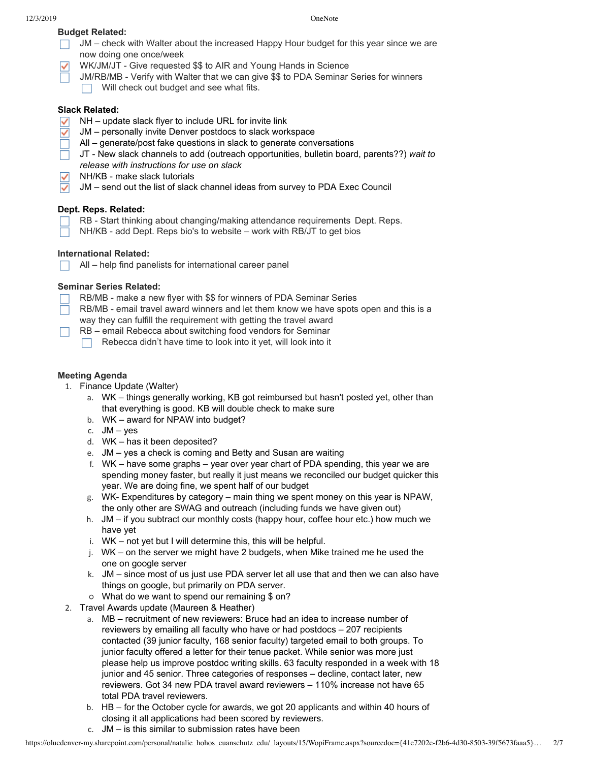**Budget Related:**

- [ ] JM – check with Walter about the increased Happy Hour budget for this year since we are now doing one once/week
- [x] WK/JM/JT - Give requested $$ to AIR and Young Hands in Science
- [ ] JM/RB/MB - Verify with Walter that we can give $$ to PDA Seminar Series for winners
  - [ ] Will check out budget and see what fits.

**Slack Related:**

- [x] NH – update slack flyer to include URL for invite link
- [x] JM – personally invite Denver postdocs to slack workspace
- [ ] All – generate/post fake questions in slack to generate conversations
- [ ] JT - New slack channels to add (outreach opportunities, bulletin board, parents??) *wait to release with instructions for use on slack*
- [x] NH/KB - make slack tutorials
- [x] JM – send out the list of slack channel ideas from survey to PDA Exec Council

**Dept. Reps. Related:**

- [ ] RB - Start thinking about changing/making attendance requirements Dept. Reps.
- [ ] NH/KB - add Dept. Reps bio's to website – work with RB/JT to get bios

**International Related:**

- [ ] All – help find panelists for international career panel

**Seminar Series Related:**

- [ ] RB/MB - make a new flyer with $$ for winners of PDA Seminar Series
- [ ] RB/MB - email travel award winners and let them know we have spots open and this is a way they can fulfill the requirement with getting the travel award
- [ ] RB – email Rebecca about switching food vendors for Seminar
  - [ ] Rebecca didn't have time to look into it yet, will look into it

**Meeting Agenda**

1. Finance Update (Walter)
   a. WK – things generally working, KB got reimbursed but hasn't posted yet, other than that everything is good. KB will double check to make sure
   b. WK – award for NPAW into budget?
   c. JM – yes
   d. WK – has it been deposited?
   e. JM – yes a check is coming and Betty and Susan are waiting
   f. WK – have some graphs – year over year chart of PDA spending, this year we are spending money faster, but really it just means we reconciled our budget quicker this year. We are doing fine, we spent half of our budget
   g. WK- Expenditures by category – main thing we spent money on this year is NPAW, the only other are SWAG and outreach (including funds we have given out)
   h. JM – if you subtract our monthly costs (happy hour, coffee hour etc.) how much we have yet
   i. WK – not yet but I will determine this, this will be helpful.
   j. WK – on the server we might have 2 budgets, when Mike trained me he used the one on google server
   k. JM – since most of us just use PDA server let all use that and then we can also have things on google, but primarily on PDA server.
   - What do we want to spend our remaining $ on?
2. Travel Awards update (Maureen & Heather)
   a. MB – recruitment of new reviewers: Bruce had an idea to increase number of reviewers by emailing all faculty who have or had postdocs – 207 recipients contacted (39 junior faculty, 168 senior faculty) targeted email to both groups. To junior faculty offered a letter for their tenue packet. While senior was more just please help us improve postdoc writing skills. 63 faculty responded in a week with 18 junior and 45 senior. Three categories of responses – decline, contact later, new reviewers. Got 34 new PDA travel award reviewers – 110% increase not have 65 total PDA travel reviewers.
   b. HB – for the October cycle for awards, we got 20 applicants and within 40 hours of closing it all applications had been scored by reviewers.
   c. JM – is this similar to submission rates have been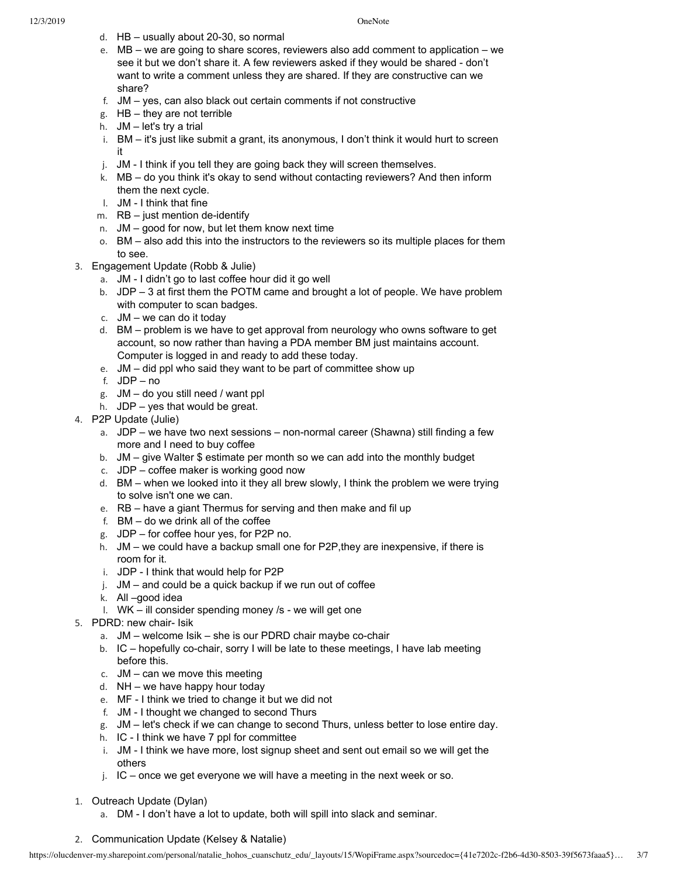d. HB – usually about 20-30, so normal
e. MB – we are going to share scores, reviewers also add comment to application – we see it but we don't share it. A few reviewers asked if they would be shared - don't want to write a comment unless they are shared. If they are constructive can we share?
f. JM – yes, can also black out certain comments if not constructive
g. HB – they are not terrible
h. JM – let's try a trial
i. BM – it's just like submit a grant, its anonymous, I don't think it would hurt to screen it
j. JM - I think if you tell they are going back they will screen themselves.
k. MB – do you think it's okay to send without contacting reviewers? And then inform them the next cycle.
l. JM - I think that fine
m. RB – just mention de-identify
n. JM – good for now, but let them know next time
o. BM – also add this into the instructors to the reviewers so its multiple places for them to see.

3. Engagement Update (Robb & Julie)
   a. JM - I didn't go to last coffee hour did it go well
   b. JDP – 3 at first them the POTM came and brought a lot of people. We have problem with computer to scan badges.
   c. JM – we can do it today
   d. BM – problem is we have to get approval from neurology who owns software to get account, so now rather than having a PDA member BM just maintains account. Computer is logged in and ready to add these today.
   e. JM – did ppl who said they want to be part of committee show up
   f. JDP – no
   g. JM – do you still need / want ppl
   h. JDP – yes that would be great.
4. P2P Update (Julie)
   a. JDP – we have two next sessions – non-normal career (Shawna) still finding a few more and I need to buy coffee
   b. JM – give Walter $ estimate per month so we can add into the monthly budget
   c. JDP – coffee maker is working good now
   d. BM – when we looked into it they all brew slowly, I think the problem we were trying to solve isn't one we can.
   e. RB – have a giant Thermus for serving and then make and fil up
   f. BM – do we drink all of the coffee
   g. JDP – for coffee hour yes, for P2P no.
   h. JM – we could have a backup small one for P2P,they are inexpensive, if there is room for it.
   i. JDP - I think that would help for P2P
   j. JM – and could be a quick backup if we run out of coffee
   k. All –good idea
   l. WK – ill consider spending money /s - we will get one
5. PDRD: new chair- Isik
   a. JM – welcome Isik – she is our PDRD chair maybe co-chair
   b. IC – hopefully co-chair, sorry I will be late to these meetings, I have lab meeting before this.
   c. JM – can we move this meeting
   d. NH – we have happy hour today
   e. MF - I think we tried to change it but we did not
   f. JM - I thought we changed to second Thurs
   g. JM – let's check if we can change to second Thurs, unless better to lose entire day.
   h. IC - I think we have 7 ppl for committee
   i. JM - I think we have more, lost signup sheet and sent out email so we will get the others
   j. IC – once we get everyone we will have a meeting in the next week or so.

1. Outreach Update (Dylan)
   a. DM - I don't have a lot to update, both will spill into slack and seminar.

2. Communication Update (Kelsey & Natalie)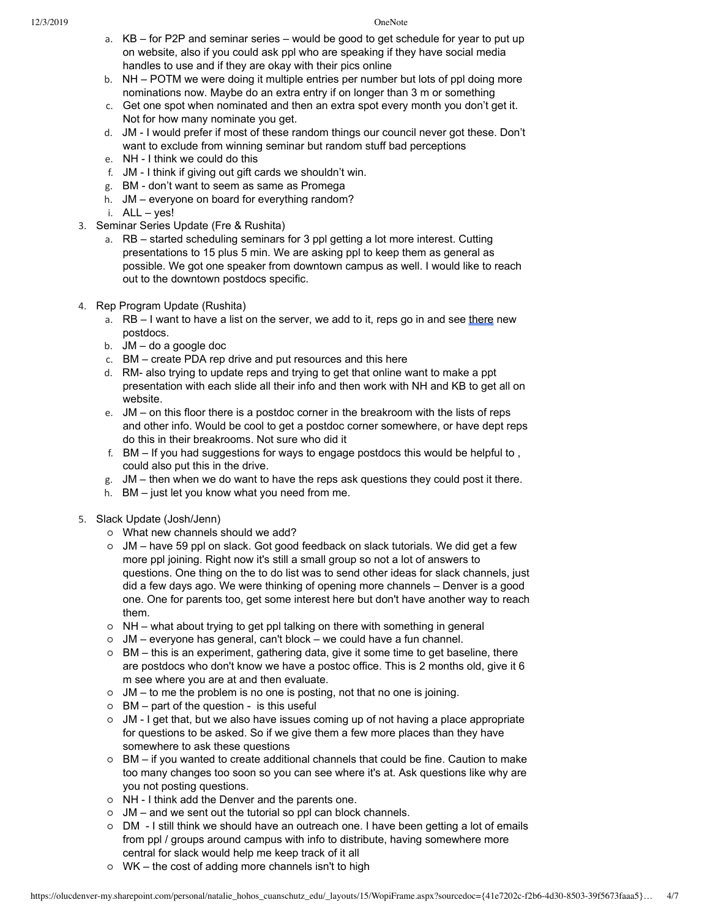a. KB – for P2P and seminar series – would be good to get schedule for year to put up on website, also if you could ask ppl who are speaking if they have social media handles to use and if they are okay with their pics online
b. NH – POTM we were doing it multiple entries per number but lots of ppl doing more nominations now. Maybe do an extra entry if on longer than 3 m or something
c. Get one spot when nominated and then an extra spot every month you don't get it. Not for how many nominate you get.
d. JM - I would prefer if most of these random things our council never got these. Don't want to exclude from winning seminar but random stuff bad perceptions
e. NH - I think we could do this
f. JM - I think if giving out gift cards we shouldn't win.
g. BM - don't want to seem as same as Promega
h. JM – everyone on board for everything random?
i. ALL – yes!

3. Seminar Series Update (Fre & Rushita)
   a. RB – started scheduling seminars for 3 ppl getting a lot more interest. Cutting presentations to 15 plus 5 min. We are asking ppl to keep them as general as possible. We got one speaker from downtown campus as well. I would like to reach out to the downtown postdocs specific.

4. Rep Program Update (Rushita)
   a. RB – I want to have a list on the server, we add to it, reps go in and see there new postdocs.
   b. JM – do a google doc
   c. BM – create PDA rep drive and put resources and this here
   d. RM- also trying to update reps and trying to get that online want to make a ppt presentation with each slide all their info and then work with NH and KB to get all on website.
   e. JM – on this floor there is a postdoc corner in the breakroom with the lists of reps and other info. Would be cool to get a postdoc corner somewhere, or have dept reps do this in their breakrooms. Not sure who did it
   f. BM – If you had suggestions for ways to engage postdocs this would be helpful to , could also put this in the drive.
   g. JM – then when we do want to have the reps ask questions they could post it there.
   h. BM – just let you know what you need from me.

5. Slack Update (Josh/Jenn)
   - What new channels should we add?
   - JM – have 59 ppl on slack. Got good feedback on slack tutorials. We did get a few more ppl joining. Right now it's still a small group so not a lot of answers to questions. One thing on the to do list was to send other ideas for slack channels, just did a few days ago. We were thinking of opening more channels – Denver is a good one. One for parents too, get some interest here but don't have another way to reach them.
   - NH – what about trying to get ppl talking on there with something in general
   - JM – everyone has general, can't block – we could have a fun channel.
   - BM – this is an experiment, gathering data, give it some time to get baseline, there are postdocs who don't know we have a postoc office. This is 2 months old, give it 6 m see where you are at and then evaluate.
   - JM – to me the problem is no one is posting, not that no one is joining.
   - BM – part of the question - is this useful
   - JM - I get that, but we also have issues coming up of not having a place appropriate for questions to be asked. So if we give them a few more places than they have somewhere to ask these questions
   - BM – if you wanted to create additional channels that could be fine. Caution to make too many changes too soon so you can see where it's at. Ask questions like why are you not posting questions.
   - NH - I think add the Denver and the parents one.
   - JM – and we sent out the tutorial so ppl can block channels.
   - DM - I still think we should have an outreach one. I have been getting a lot of emails from ppl / groups around campus with info to distribute, having somewhere more central for slack would help me keep track of it all
   - WK – the cost of adding more channels isn't to high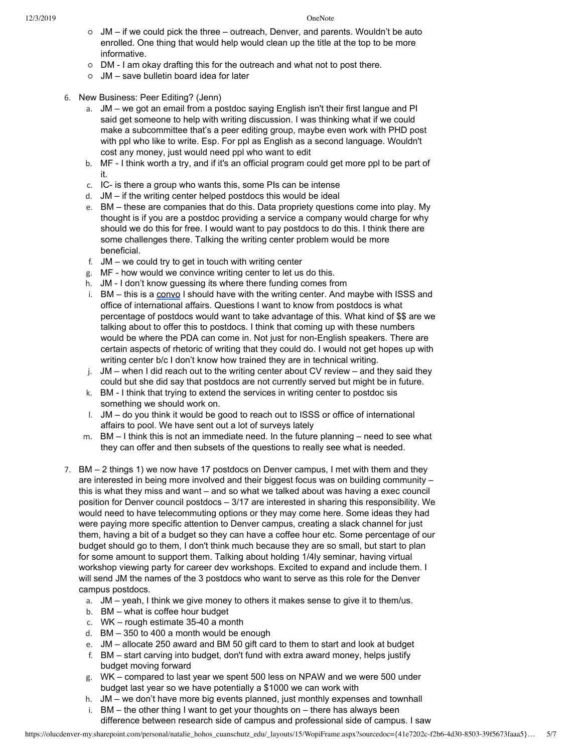- JM – if we could pick the three – outreach, Denver, and parents. Wouldn't be auto enrolled. One thing that would help would clean up the title at the top to be more informative.
- DM - I am okay drafting this for the outreach and what not to post there.
- JM – save bulletin board idea for later

6. New Business: Peer Editing? (Jenn)
   a. JM – we got an email from a postdoc saying English isn't their first langue and PI said get someone to help with writing discussion. I was thinking what if we could make a subcommittee that's a peer editing group, maybe even work with PHD post with ppl who like to write. Esp. For ppl as English as a second language. Wouldn't cost any money, just would need ppl who want to edit
   b. MF - I think worth a try, and if it's an official program could get more ppl to be part of it.
   c. IC- is there a group who wants this, some PIs can be intense
   d. JM – if the writing center helped postdocs this would be ideal
   e. BM – these are companies that do this. Data propriety questions come into play. My thought is if you are a postdoc providing a service a company would charge for why should we do this for free. I would want to pay postdocs to do this. I think there are some challenges there. Talking the writing center problem would be more beneficial.
   f. JM – we could try to get in touch with writing center
   g. MF - how would we convince writing center to let us do this.
   h. JM - I don't know guessing its where there funding comes from
   i. BM – this is a convo I should have with the writing center. And maybe with ISSS and office of international affairs. Questions I want to know from postdocs is what percentage of postdocs would want to take advantage of this. What kind of $$ are we talking about to offer this to postdocs. I think that coming up with these numbers would be where the PDA can come in. Not just for non-English speakers. There are certain aspects of rhetoric of writing that they could do. I would not get hopes up with writing center b/c I don't know how trained they are in technical writing.
   j. JM – when I did reach out to the writing center about CV review – and they said they could but she did say that postdocs are not currently served but might be in future.
   k. BM - I think that trying to extend the services in writing center to postdoc sis something we should work on.
   l. JM – do you think it would be good to reach out to ISSS or office of international affairs to pool. We have sent out a lot of surveys lately
   m. BM – I think this is not an immediate need. In the future planning – need to see what they can offer and then subsets of the questions to really see what is needed.

7. BM – 2 things 1) we now have 17 postdocs on Denver campus, I met with them and they are interested in being more involved and their biggest focus was on building community – this is what they miss and want – and so what we talked about was having a exec council position for Denver council postdocs – 3/17 are interested in sharing this responsibility. We would need to have telecommuting options or they may come here. Some ideas they had were paying more specific attention to Denver campus, creating a slack channel for just them, having a bit of a budget so they can have a coffee hour etc. Some percentage of our budget should go to them, I don't think much because they are so small, but start to plan for some amount to support them. Talking about holding 1/4ly seminar, having virtual workshop viewing party for career dev workshops. Excited to expand and include them. I will send JM the names of the 3 postdocs who want to serve as this role for the Denver campus postdocs.
   a. JM – yeah, I think we give money to others it makes sense to give it to them/us.
   b. BM – what is coffee hour budget
   c. WK – rough estimate 35-40 a month
   d. BM – 350 to 400 a month would be enough
   e. JM – allocate 250 award and BM 50 gift card to them to start and look at budget
   f. BM – start carving into budget, don't fund with extra award money, helps justify budget moving forward
   g. WK – compared to last year we spent 500 less on NPAW and we were 500 under budget last year so we have potentially a $1000 we can work with
   h. JM – we don't have more big events planned, just monthly expenses and townhall
   i. BM – the other thing I want to get your thoughts on – there has always been difference between research side of campus and professional side of campus. I saw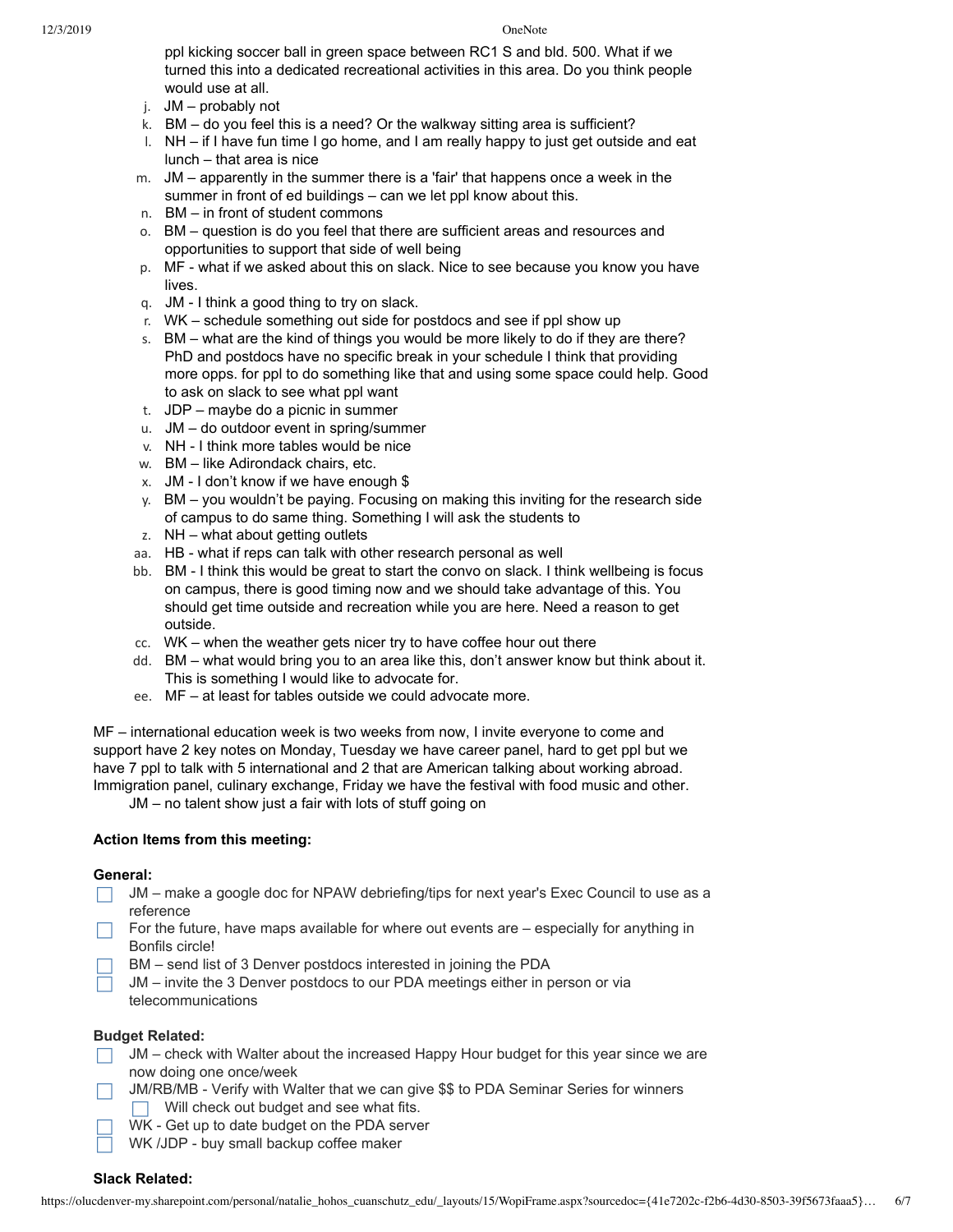ppl kicking soccer ball in green space between RC1 S and bld. 500. What if we turned this into a dedicated recreational activities in this area. Do you think people would use at all.

j. JM – probably not
k. BM – do you feel this is a need? Or the walkway sitting area is sufficient?
l. NH – if I have fun time I go home, and I am really happy to just get outside and eat lunch – that area is nice
m. JM – apparently in the summer there is a 'fair' that happens once a week in the summer in front of ed buildings – can we let ppl know about this.
n. BM – in front of student commons
o. BM – question is do you feel that there are sufficient areas and resources and opportunities to support that side of well being
p. MF - what if we asked about this on slack. Nice to see because you know you have lives.
q. JM - I think a good thing to try on slack.
r. WK – schedule something out side for postdocs and see if ppl show up
s. BM – what are the kind of things you would be more likely to do if they are there? PhD and postdocs have no specific break in your schedule I think that providing more opps. for ppl to do something like that and using some space could help. Good to ask on slack to see what ppl want
t. JDP – maybe do a picnic in summer
u. JM – do outdoor event in spring/summer
v. NH - I think more tables would be nice
w. BM – like Adirondack chairs, etc.
x. JM - I don't know if we have enough $
y. BM – you wouldn't be paying. Focusing on making this inviting for the research side of campus to do same thing. Something I will ask the students to
z. NH – what about getting outlets
aa. HB - what if reps can talk with other research personal as well
bb. BM - I think this would be great to start the convo on slack. I think wellbeing is focus on campus, there is good timing now and we should take advantage of this. You should get time outside and recreation while you are here. Need a reason to get outside.
cc. WK – when the weather gets nicer try to have coffee hour out there
dd. BM – what would bring you to an area like this, don't answer know but think about it. This is something I would like to advocate for.
ee. MF – at least for tables outside we could advocate more.

MF – international education week is two weeks from now, I invite everyone to come and support have 2 key notes on Monday, Tuesday we have career panel, hard to get ppl but we have 7 ppl to talk with 5 international and 2 that are American talking about working abroad. Immigration panel, culinary exchange, Friday we have the festival with food music and other.
JM – no talent show just a fair with lots of stuff going on

**Action Items from this meeting:**

**General:**

- [ ] JM – make a google doc for NPAW debriefing/tips for next year's Exec Council to use as a reference
- [ ] For the future, have maps available for where out events are – especially for anything in Bonfils circle!
- [ ] BM – send list of 3 Denver postdocs interested in joining the PDA
- [ ] JM – invite the 3 Denver postdocs to our PDA meetings either in person or via telecommunications

**Budget Related:**

- [ ] JM – check with Walter about the increased Happy Hour budget for this year since we are now doing one once/week
- [ ] JM/RB/MB - Verify with Walter that we can give $$ to PDA Seminar Series for winners
  - [ ] Will check out budget and see what fits.
- [ ] WK - Get up to date budget on the PDA server
- [ ] WK /JDP - buy small backup coffee maker

**Slack Related:**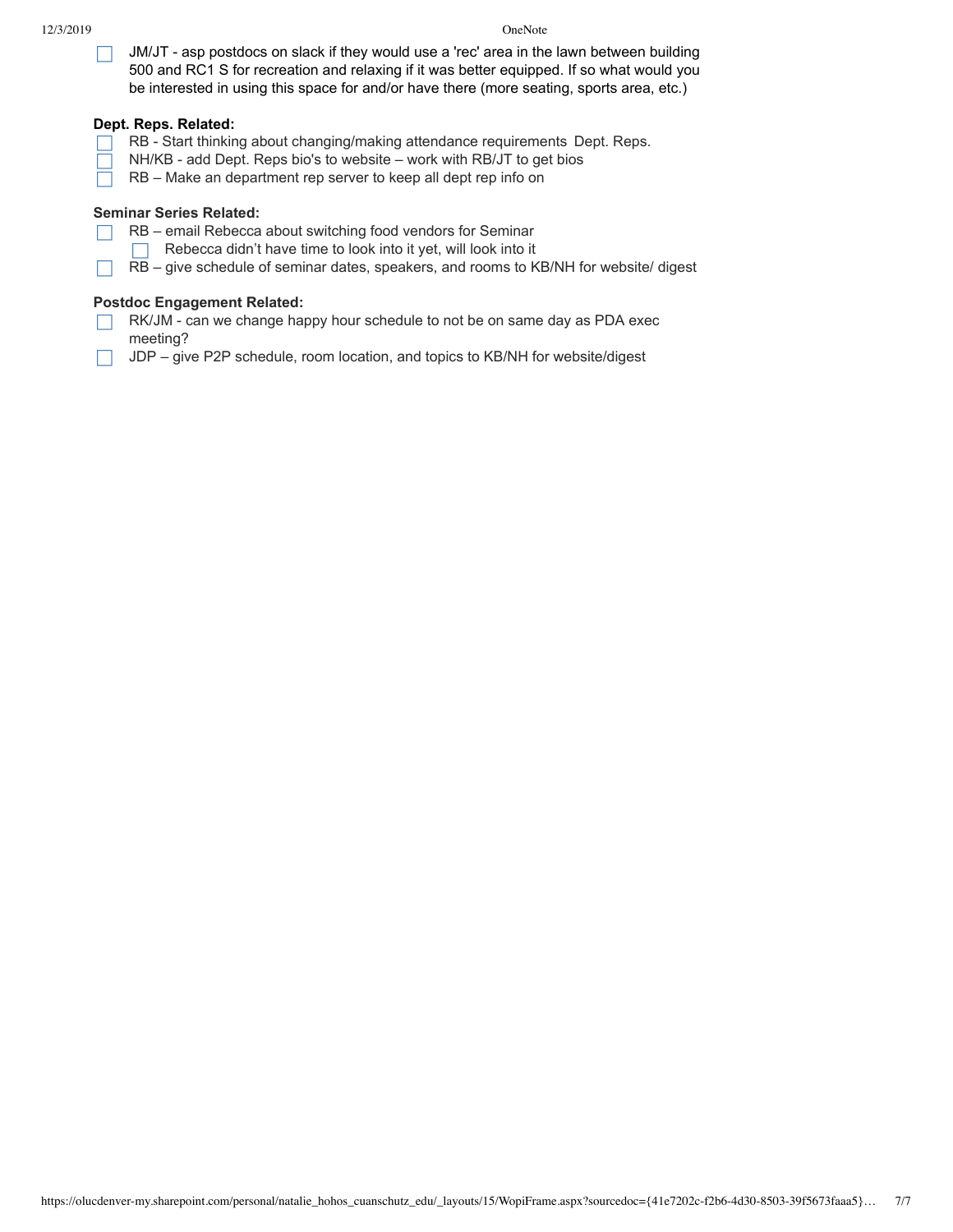- [ ] JM/JT - asp postdocs on slack if they would use a 'rec' area in the lawn between building 500 and RC1 S for recreation and relaxing if it was better equipped. If so what would you be interested in using this space for and/or have there (more seating, sports area, etc.)

**Dept. Reps. Related:**

- [ ] RB - Start thinking about changing/making attendance requirements Dept. Reps.
- [ ] NH/KB - add Dept. Reps bio's to website – work with RB/JT to get bios
- [ ] RB – Make an department rep server to keep all dept rep info on

**Seminar Series Related:**

- [ ] RB – email Rebecca about switching food vendors for Seminar
  - [ ] Rebecca didn't have time to look into it yet, will look into it
- [ ] RB – give schedule of seminar dates, speakers, and rooms to KB/NH for website/ digest

**Postdoc Engagement Related:**

- [ ] RK/JM - can we change happy hour schedule to not be on same day as PDA exec meeting?
- [ ] JDP – give P2P schedule, room location, and topics to KB/NH for website/digest